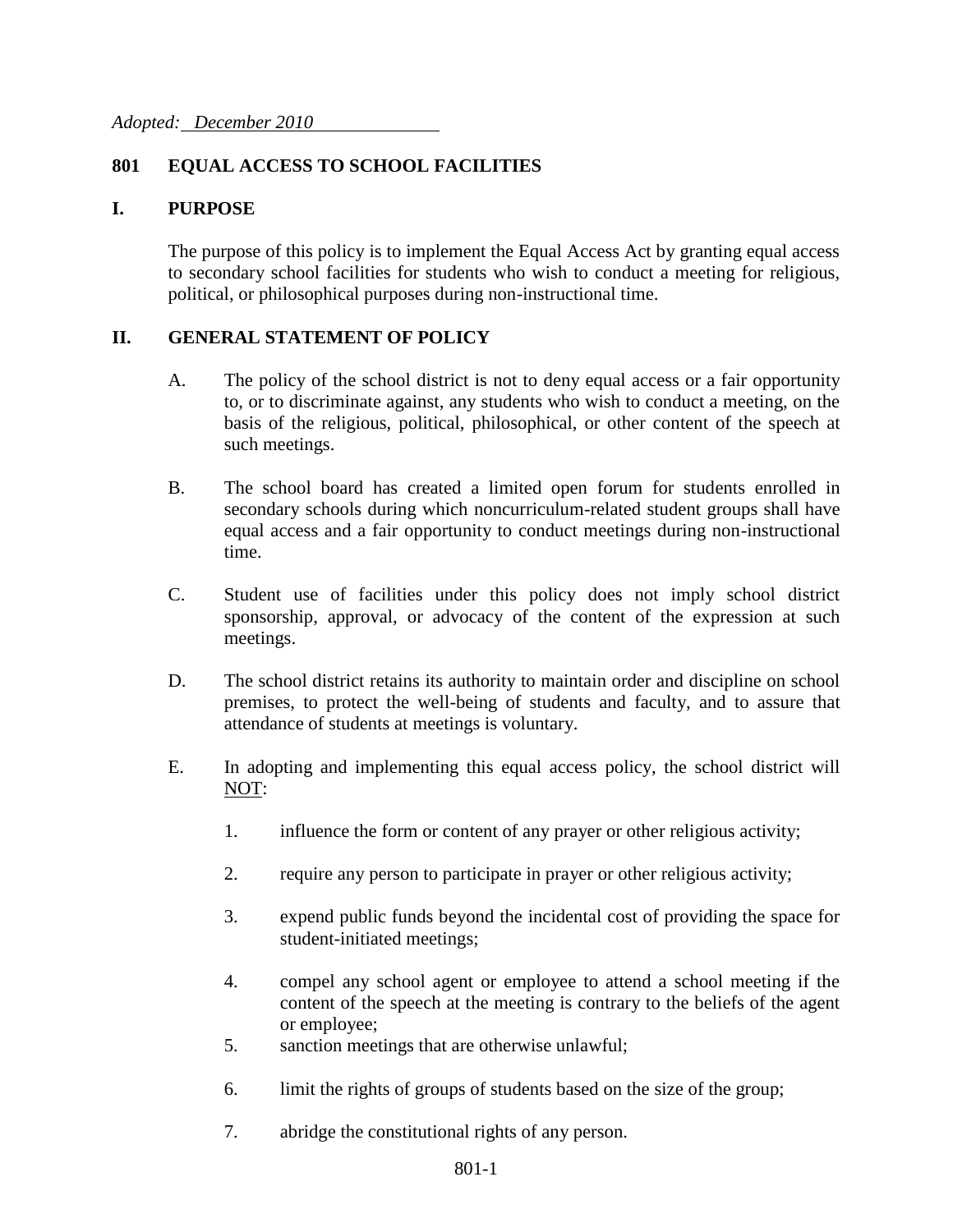*Adopted: December 2010*

## 801 EQUAL ACCESS TO SCHOOL FACILITIES

### I. PURPOSE

The purpose of this policy is to implement the Equal Access Act by granting equal access to secondary school facilities for students who wish to conduct a meeting for religious, political, or philosophical purposes during non-instructional time.

### II. GENERAL STATEMENT OF POLICY

A. The policy of the school district is not to deny equal access or a fair opportunity to, or to discriminate against, any students who wish to conduct a meeting, on the basis of the religious, political, philosophical, or other content of the speech at such meetings.

B. The school board has created a limited open forum for students enrolled in secondary schools during which noncurriculum-related student groups shall have equal access and a fair opportunity to conduct meetings during non-instructional time.

C. Student use of facilities under this policy does not imply school district sponsorship, approval, or advocacy of the content of the expression at such meetings.

D. The school district retains its authority to maintain order and discipline on school premises, to protect the well-being of students and faculty, and to assure that attendance of students at meetings is voluntary.

E. In adopting and implementing this equal access policy, the school district will <u>NOT</u>:

1. influence the form or content of any prayer or other religious activity;

2. require any person to participate in prayer or other religious activity;

3. expend public funds beyond the incidental cost of providing the space for student-initiated meetings;

4. compel any school agent or employee to attend a school meeting if the content of the speech at the meeting is contrary to the beliefs of the agent or employee;

5. sanction meetings that are otherwise unlawful;

6. limit the rights of groups of students based on the size of the group;

7. abridge the constitutional rights of any person.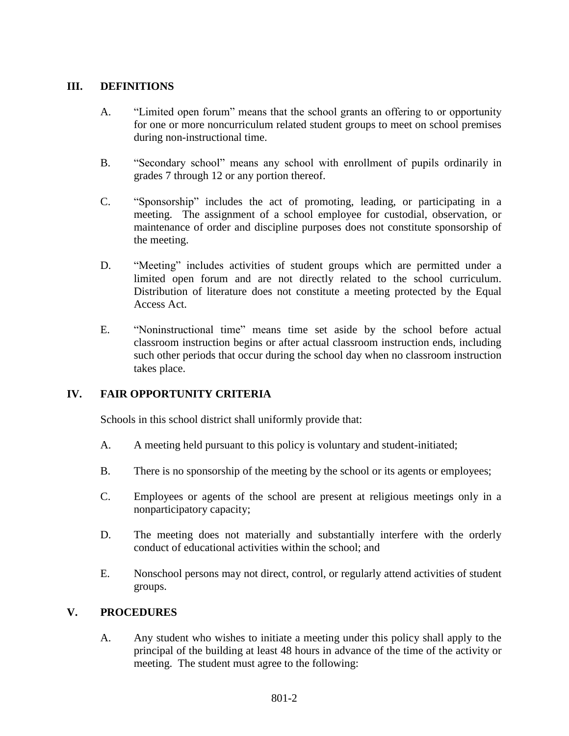## III. DEFINITIONS

A. "Limited open forum" means that the school grants an offering to or opportunity for one or more noncurriculum related student groups to meet on school premises during non-instructional time.

B. "Secondary school" means any school with enrollment of pupils ordinarily in grades 7 through 12 or any portion thereof.

C. "Sponsorship" includes the act of promoting, leading, or participating in a meeting. The assignment of a school employee for custodial, observation, or maintenance of order and discipline purposes does not constitute sponsorship of the meeting.

D. "Meeting" includes activities of student groups which are permitted under a limited open forum and are not directly related to the school curriculum. Distribution of literature does not constitute a meeting protected by the Equal Access Act.

E. "Noninstructional time" means time set aside by the school before actual classroom instruction begins or after actual classroom instruction ends, including such other periods that occur during the school day when no classroom instruction takes place.

## IV. FAIR OPPORTUNITY CRITERIA

Schools in this school district shall uniformly provide that:

A. A meeting held pursuant to this policy is voluntary and student-initiated;

B. There is no sponsorship of the meeting by the school or its agents or employees;

C. Employees or agents of the school are present at religious meetings only in a nonparticipatory capacity;

D. The meeting does not materially and substantially interfere with the orderly conduct of educational activities within the school; and

E. Nonschool persons may not direct, control, or regularly attend activities of student groups.

## V. PROCEDURES

A. Any student who wishes to initiate a meeting under this policy shall apply to the principal of the building at least 48 hours in advance of the time of the activity or meeting. The student must agree to the following: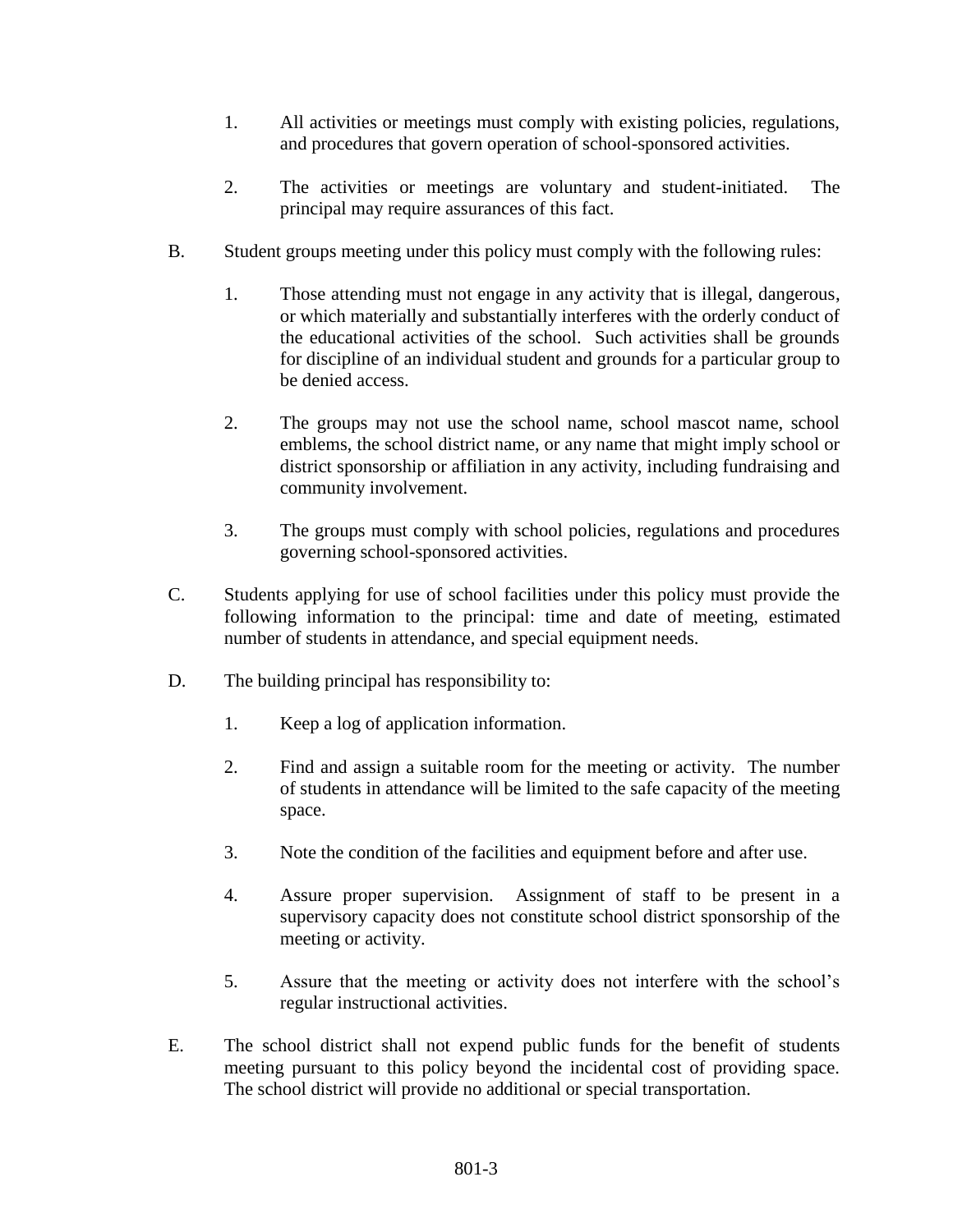1. All activities or meetings must comply with existing policies, regulations, and procedures that govern operation of school-sponsored activities.

2. The activities or meetings are voluntary and student-initiated. The principal may require assurances of this fact.

B. Student groups meeting under this policy must comply with the following rules:

   1. Those attending must not engage in any activity that is illegal, dangerous, or which materially and substantially interferes with the orderly conduct of the educational activities of the school. Such activities shall be grounds for discipline of an individual student and grounds for a particular group to be denied access.

   2. The groups may not use the school name, school mascot name, school emblems, the school district name, or any name that might imply school or district sponsorship or affiliation in any activity, including fundraising and community involvement.

   3. The groups must comply with school policies, regulations and procedures governing school-sponsored activities.

C. Students applying for use of school facilities under this policy must provide the following information to the principal: time and date of meeting, estimated number of students in attendance, and special equipment needs.

D. The building principal has responsibility to:

   1. Keep a log of application information.

   2. Find and assign a suitable room for the meeting or activity. The number of students in attendance will be limited to the safe capacity of the meeting space.

   3. Note the condition of the facilities and equipment before and after use.

   4. Assure proper supervision. Assignment of staff to be present in a supervisory capacity does not constitute school district sponsorship of the meeting or activity.

   5. Assure that the meeting or activity does not interfere with the school's regular instructional activities.

E. The school district shall not expend public funds for the benefit of students meeting pursuant to this policy beyond the incidental cost of providing space. The school district will provide no additional or special transportation.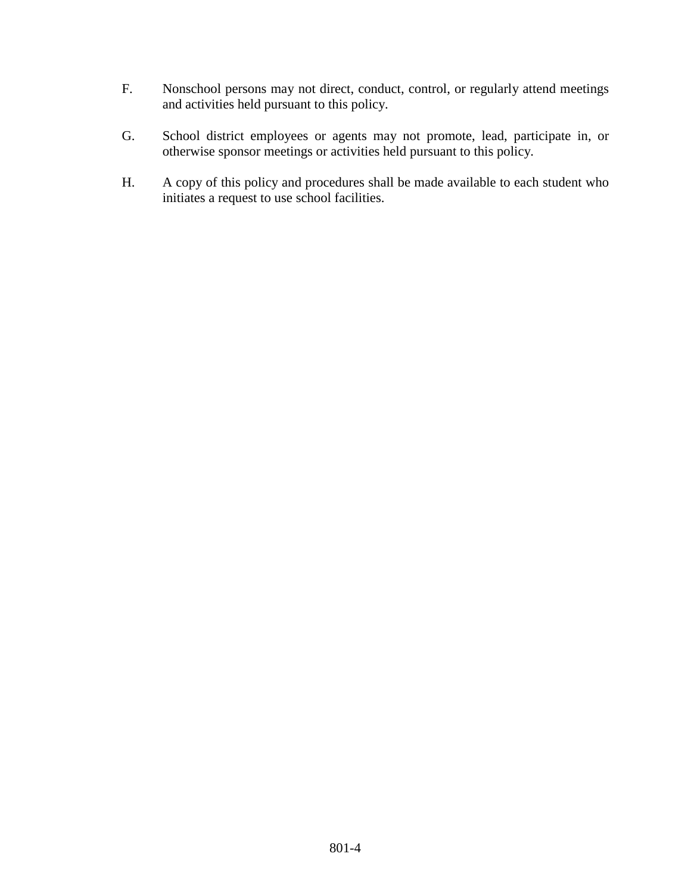F. Nonschool persons may not direct, conduct, control, or regularly attend meetings and activities held pursuant to this policy.

G. School district employees or agents may not promote, lead, participate in, or otherwise sponsor meetings or activities held pursuant to this policy.

H. A copy of this policy and procedures shall be made available to each student who initiates a request to use school facilities.